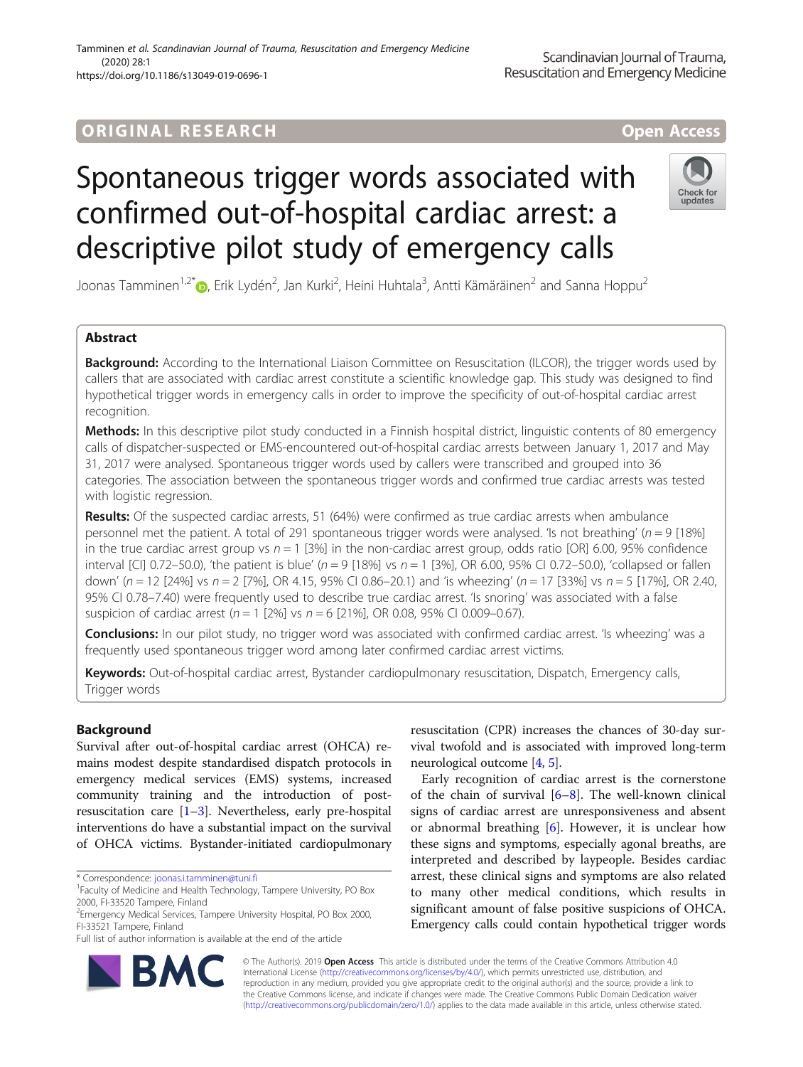ORIGINAL RESEARCH

Open Access

# Spontaneous trigger words associated with confirmed out-of-hospital cardiac arrest: a descriptive pilot study of emergency calls

Joonas Tamminen[1,2*], Erik Lydén[2], Jan Kurki[2], Heini Huhtala[3], Antti Kämäräinen[2] and Sanna Hoppu[2]

## Abstract

**Background:** According to the International Liaison Committee on Resuscitation (ILCOR), the trigger words used by callers that are associated with cardiac arrest constitute a scientific knowledge gap. This study was designed to find hypothetical trigger words in emergency calls in order to improve the specificity of out-of-hospital cardiac arrest recognition.

**Methods:** In this descriptive pilot study conducted in a Finnish hospital district, linguistic contents of 80 emergency calls of dispatcher-suspected or EMS-encountered out-of-hospital cardiac arrests between January 1, 2017 and May 31, 2017 were analysed. Spontaneous trigger words used by callers were transcribed and grouped into 36 categories. The association between the spontaneous trigger words and confirmed true cardiac arrests was tested with logistic regression.

**Results:** Of the suspected cardiac arrests, 51 (64%) were confirmed as true cardiac arrests when ambulance personnel met the patient. A total of 291 spontaneous trigger words were analysed. 'Is not breathing' ($n = 9$ [18%] in the true cardiac arrest group vs $n = 1$ [3%] in the non-cardiac arrest group, odds ratio [OR] 6.00, 95% confidence interval [CI] 0.72–50.0), 'the patient is blue' ($n = 9$ [18%] vs $n = 1$ [3%], OR 6.00, 95% CI 0.72–50.0), 'collapsed or fallen down' ($n = 12$ [24%] vs $n = 2$ [7%], OR 4.15, 95% CI 0.86–20.1) and 'is wheezing' ($n = 17$ [33%] vs $n = 5$ [17%], OR 2.40, 95% CI 0.78–7.40) were frequently used to describe true cardiac arrest. 'Is snoring' was associated with a false suspicion of cardiac arrest ($n = 1$ [2%] vs $n = 6$ [21%], OR 0.08, 95% CI 0.009–0.67).

**Conclusions:** In our pilot study, no trigger word was associated with confirmed cardiac arrest. 'Is wheezing' was a frequently used spontaneous trigger word among later confirmed cardiac arrest victims.

**Keywords:** Out-of-hospital cardiac arrest, Bystander cardiopulmonary resuscitation, Dispatch, Emergency calls, Trigger words

## Background

Survival after out-of-hospital cardiac arrest (OHCA) remains modest despite standardised dispatch protocols in emergency medical services (EMS) systems, increased community training and the introduction of post-resuscitation care [1–3]. Nevertheless, early pre-hospital interventions do have a substantial impact on the survival of OHCA victims. Bystander-initiated cardiopulmonary resuscitation (CPR) increases the chances of 30-day survival twofold and is associated with improved long-term neurological outcome [4, 5].

Early recognition of cardiac arrest is the cornerstone of the chain of survival [6–8]. The well-known clinical signs of cardiac arrest are unresponsiveness and absent or abnormal breathing [6]. However, it is unclear how these signs and symptoms, especially agonal breaths, are interpreted and described by laypeople. Besides cardiac arrest, these clinical signs and symptoms are also related to many other medical conditions, which results in significant amount of false positive suspicions of OHCA. Emergency calls could contain hypothetical trigger words

\* Correspondence: joonas.i.tamminen@tuni.fi

[1]Faculty of Medicine and Health Technology, Tampere University, PO Box 2000, FI-33520 Tampere, Finland

[2]Emergency Medical Services, Tampere University Hospital, PO Box 2000, FI-33521 Tampere, Finland

Full list of author information is available at the end of the article

© The Author(s). 2019 **Open Access** This article is distributed under the terms of the Creative Commons Attribution 4.0 International License (http://creativecommons.org/licenses/by/4.0/), which permits unrestricted use, distribution, and reproduction in any medium, provided you give appropriate credit to the original author(s) and the source, provide a link to the Creative Commons license, and indicate if changes were made. The Creative Commons Public Domain Dedication waiver (http://creativecommons.org/publicdomain/zero/1.0/) applies to the data made available in this article, unless otherwise stated.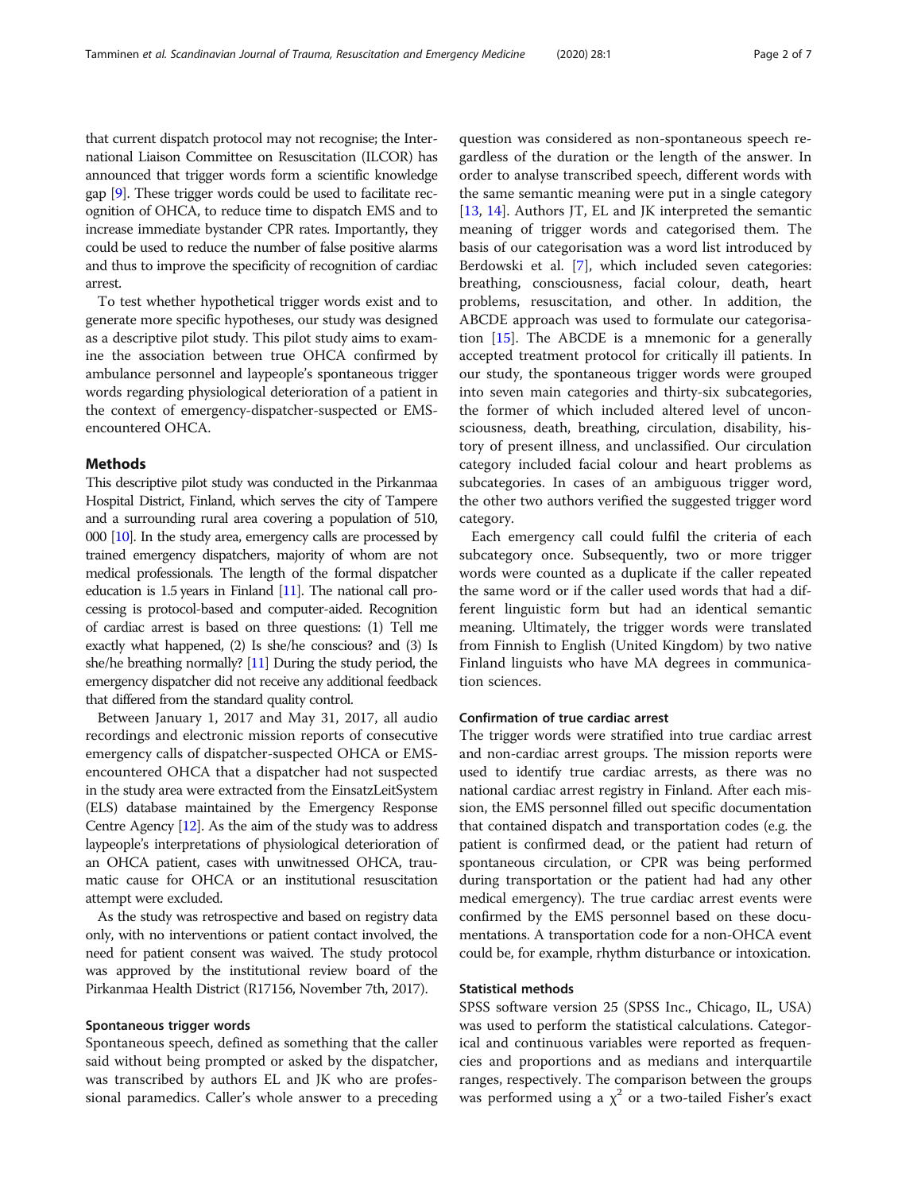that current dispatch protocol may not recognise; the International Liaison Committee on Resuscitation (ILCOR) has announced that trigger words form a scientific knowledge gap [9]. These trigger words could be used to facilitate recognition of OHCA, to reduce time to dispatch EMS and to increase immediate bystander CPR rates. Importantly, they could be used to reduce the number of false positive alarms and thus to improve the specificity of recognition of cardiac arrest.

To test whether hypothetical trigger words exist and to generate more specific hypotheses, our study was designed as a descriptive pilot study. This pilot study aims to examine the association between true OHCA confirmed by ambulance personnel and laypeople's spontaneous trigger words regarding physiological deterioration of a patient in the context of emergency-dispatcher-suspected or EMS-encountered OHCA.

## Methods

This descriptive pilot study was conducted in the Pirkanmaa Hospital District, Finland, which serves the city of Tampere and a surrounding rural area covering a population of 510, 000 [10]. In the study area, emergency calls are processed by trained emergency dispatchers, majority of whom are not medical professionals. The length of the formal dispatcher education is 1.5 years in Finland [11]. The national call processing is protocol-based and computer-aided. Recognition of cardiac arrest is based on three questions: (1) Tell me exactly what happened, (2) Is she/he conscious? and (3) Is she/he breathing normally? [11] During the study period, the emergency dispatcher did not receive any additional feedback that differed from the standard quality control.

Between January 1, 2017 and May 31, 2017, all audio recordings and electronic mission reports of consecutive emergency calls of dispatcher-suspected OHCA or EMS-encountered OHCA that a dispatcher had not suspected in the study area were extracted from the EinsatzLeitSystem (ELS) database maintained by the Emergency Response Centre Agency [12]. As the aim of the study was to address laypeople's interpretations of physiological deterioration of an OHCA patient, cases with unwitnessed OHCA, traumatic cause for OHCA or an institutional resuscitation attempt were excluded.

As the study was retrospective and based on registry data only, with no interventions or patient contact involved, the need for patient consent was waived. The study protocol was approved by the institutional review board of the Pirkanmaa Health District (R17156, November 7th, 2017).

### Spontaneous trigger words

Spontaneous speech, defined as something that the caller said without being prompted or asked by the dispatcher, was transcribed by authors EL and JK who are professional paramedics. Caller's whole answer to a preceding question was considered as non-spontaneous speech regardless of the duration or the length of the answer. In order to analyse transcribed speech, different words with the same semantic meaning were put in a single category [13, 14]. Authors JT, EL and JK interpreted the semantic meaning of trigger words and categorised them. The basis of our categorisation was a word list introduced by Berdowski et al. [7], which included seven categories: breathing, consciousness, facial colour, death, heart problems, resuscitation, and other. In addition, the ABCDE approach was used to formulate our categorisation [15]. The ABCDE is a mnemonic for a generally accepted treatment protocol for critically ill patients. In our study, the spontaneous trigger words were grouped into seven main categories and thirty-six subcategories, the former of which included altered level of unconsciousness, death, breathing, circulation, disability, history of present illness, and unclassified. Our circulation category included facial colour and heart problems as subcategories. In cases of an ambiguous trigger word, the other two authors verified the suggested trigger word category.

Each emergency call could fulfil the criteria of each subcategory once. Subsequently, two or more trigger words were counted as a duplicate if the caller repeated the same word or if the caller used words that had a different linguistic form but had an identical semantic meaning. Ultimately, the trigger words were translated from Finnish to English (United Kingdom) by two native Finland linguists who have MA degrees in communication sciences.

### Confirmation of true cardiac arrest

The trigger words were stratified into true cardiac arrest and non-cardiac arrest groups. The mission reports were used to identify true cardiac arrests, as there was no national cardiac arrest registry in Finland. After each mission, the EMS personnel filled out specific documentation that contained dispatch and transportation codes (e.g. the patient is confirmed dead, or the patient had return of spontaneous circulation, or CPR was being performed during transportation or the patient had had any other medical emergency). The true cardiac arrest events were confirmed by the EMS personnel based on these documentations. A transportation code for a non-OHCA event could be, for example, rhythm disturbance or intoxication.

### Statistical methods

SPSS software version 25 (SPSS Inc., Chicago, IL, USA) was used to perform the statistical calculations. Categorical and continuous variables were reported as frequencies and proportions and as medians and interquartile ranges, respectively. The comparison between the groups was performed using a $\chi^2$ or a two-tailed Fisher's exact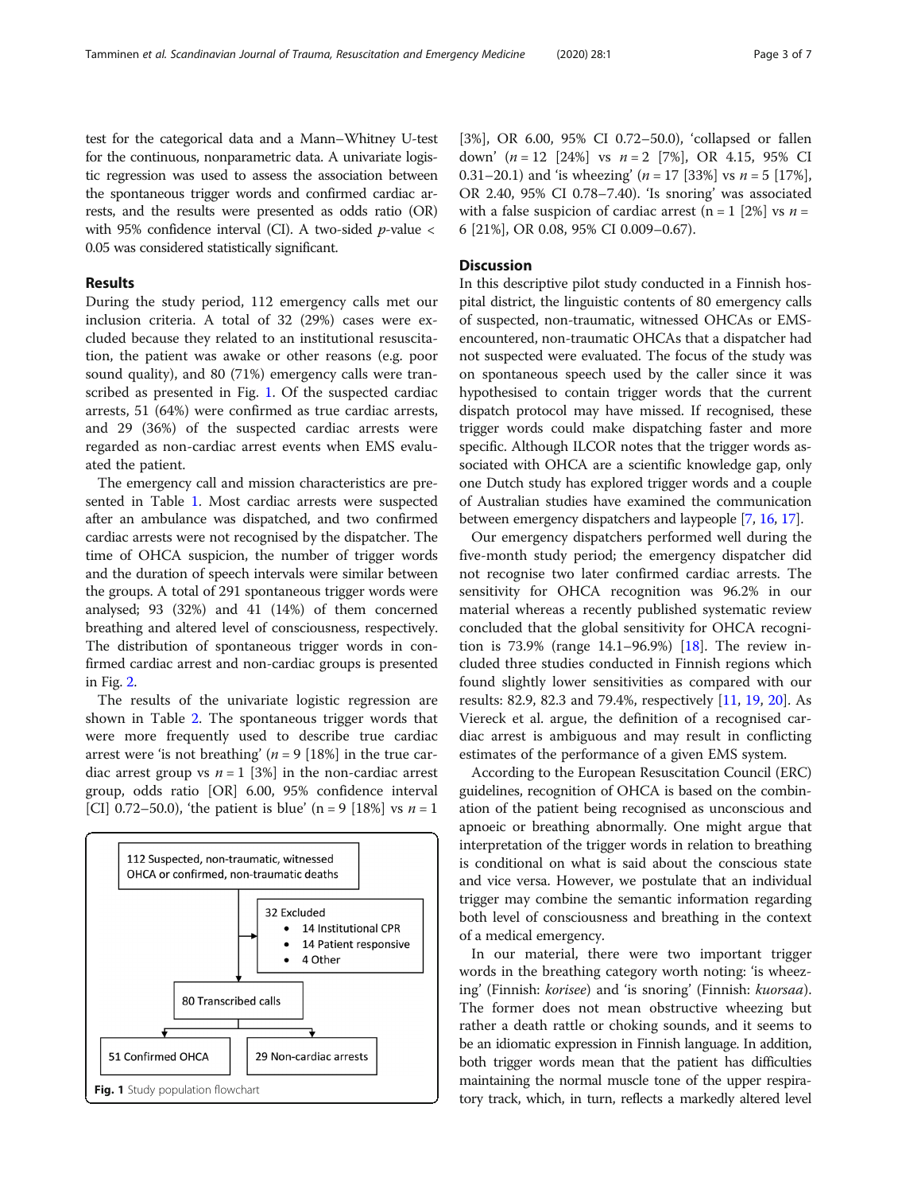test for the categorical data and a Mann–Whitney U-test for the continuous, nonparametric data. A univariate logistic regression was used to assess the association between the spontaneous trigger words and confirmed cardiac arrests, and the results were presented as odds ratio (OR) with 95% confidence interval (CI). A two-sided *p*-value < 0.05 was considered statistically significant.

## Results

During the study period, 112 emergency calls met our inclusion criteria. A total of 32 (29%) cases were excluded because they related to an institutional resuscitation, the patient was awake or other reasons (e.g. poor sound quality), and 80 (71%) emergency calls were transcribed as presented in Fig. 1. Of the suspected cardiac arrests, 51 (64%) were confirmed as true cardiac arrests, and 29 (36%) of the suspected cardiac arrests were regarded as non-cardiac arrest events when EMS evaluated the patient.

The emergency call and mission characteristics are presented in Table 1. Most cardiac arrests were suspected after an ambulance was dispatched, and two confirmed cardiac arrests were not recognised by the dispatcher. The time of OHCA suspicion, the number of trigger words and the duration of speech intervals were similar between the groups. A total of 291 spontaneous trigger words were analysed; 93 (32%) and 41 (14%) of them concerned breathing and altered level of consciousness, respectively. The distribution of spontaneous trigger words in confirmed cardiac arrest and non-cardiac groups is presented in Fig. 2.

The results of the univariate logistic regression are shown in Table 2. The spontaneous trigger words that were more frequently used to describe true cardiac arrest were 'is not breathing' ($n = 9$ [18%] in the true cardiac arrest group vs $n = 1$ [3%] in the non-cardiac arrest group, odds ratio [OR] 6.00, 95% confidence interval [CI] 0.72–50.0), 'the patient is blue' (n = 9 [18%] vs $n = 1$ [3%], OR 6.00, 95% CI 0.72–50.0), 'collapsed or fallen down' ($n = 12$ [24%] vs $n = 2$ [7%], OR 4.15, 95% CI 0.31–20.1) and 'is wheezing' ($n = 17$ [33%] vs $n = 5$ [17%], OR 2.40, 95% CI 0.78–7.40). 'Is snoring' was associated with a false suspicion of cardiac arrest (n = 1 [2%] vs $n =$ 6 [21%], OR 0.08, 95% CI 0.009–0.67).

112 Suspected, non-traumatic, witnessed OHCA or confirmed, non-traumatic deaths

32 Excluded
- 14 Institutional CPR
- 14 Patient responsive
- 4 Other

80 Transcribed calls

51 Confirmed OHCA

29 Non-cardiac arrests

**Fig. 1** Study population flowchart

## Discussion

In this descriptive pilot study conducted in a Finnish hospital district, the linguistic contents of 80 emergency calls of suspected, non-traumatic, witnessed OHCAs or EMS-encountered, non-traumatic OHCAs that a dispatcher had not suspected were evaluated. The focus of the study was on spontaneous speech used by the caller since it was hypothesised to contain trigger words that the current dispatch protocol may have missed. If recognised, these trigger words could make dispatching faster and more specific. Although ILCOR notes that the trigger words associated with OHCA are a scientific knowledge gap, only one Dutch study has explored trigger words and a couple of Australian studies have examined the communication between emergency dispatchers and laypeople [7, 16, 17].

Our emergency dispatchers performed well during the five-month study period; the emergency dispatcher did not recognise two later confirmed cardiac arrests. The sensitivity for OHCA recognition was 96.2% in our material whereas a recently published systematic review concluded that the global sensitivity for OHCA recognition is 73.9% (range 14.1–96.9%) [18]. The review included three studies conducted in Finnish regions which found slightly lower sensitivities as compared with our results: 82.9, 82.3 and 79.4%, respectively [11, 19, 20]. As Viereck et al. argue, the definition of a recognised cardiac arrest is ambiguous and may result in conflicting estimates of the performance of a given EMS system.

According to the European Resuscitation Council (ERC) guidelines, recognition of OHCA is based on the combination of the patient being recognised as unconscious and apnoeic or breathing abnormally. One might argue that interpretation of the trigger words in relation to breathing is conditional on what is said about the conscious state and vice versa. However, we postulate that an individual trigger may combine the semantic information regarding both level of consciousness and breathing in the context of a medical emergency.

In our material, there were two important trigger words in the breathing category worth noting: 'is wheezing' (Finnish: *korisee*) and 'is snoring' (Finnish: *kuorsaa*). The former does not mean obstructive wheezing but rather a death rattle or choking sounds, and it seems to be an idiomatic expression in Finnish language. In addition, both trigger words mean that the patient has difficulties maintaining the normal muscle tone of the upper respiratory track, which, in turn, reflects a markedly altered level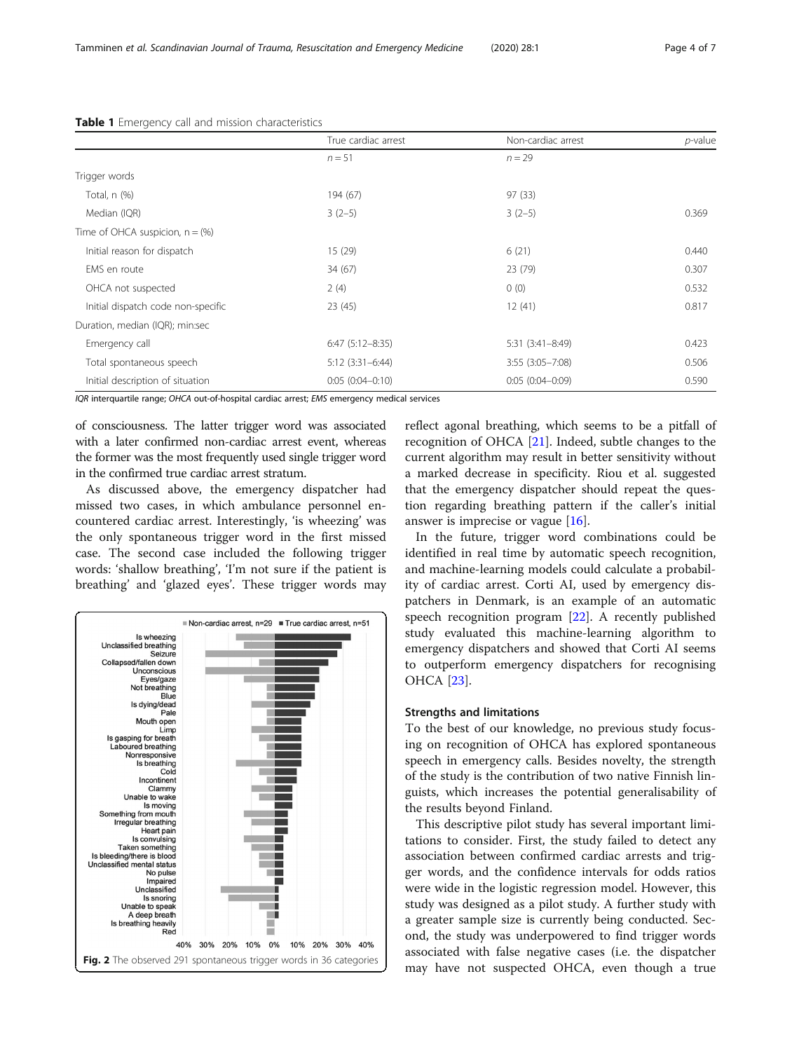**Table 1** Emergency call and mission characteristics

| | True cardiac arrest | Non-cardiac arrest | *p*-value |
|---|---|---|---|
| | *n* = 51 | *n* = 29 | |
| Trigger words | | | |
| Total, n (%) | 194 (67) | 97 (33) | |
| Median (IQR) | 3 (2–5) | 3 (2–5) | 0.369 |
| Time of OHCA suspicion, n = (%) | | | |
| Initial reason for dispatch | 15 (29) | 6 (21) | 0.440 |
| EMS en route | 34 (67) | 23 (79) | 0.307 |
| OHCA not suspected | 2 (4) | 0 (0) | 0.532 |
| Initial dispatch code non-specific | 23 (45) | 12 (41) | 0.817 |
| Duration, median (IQR); min:sec | | | |
| Emergency call | 6:47 (5:12–8:35) | 5:31 (3:41–8:49) | 0.423 |
| Total spontaneous speech | 5:12 (3:31–6:44) | 3:55 (3:05–7:08) | 0.506 |
| Initial description of situation | 0:05 (0:04–0:10) | 0:05 (0:04–0:09) | 0.590 |

*IQR* interquartile range; *OHCA* out-of-hospital cardiac arrest; *EMS* emergency medical services

of consciousness. The latter trigger word was associated with a later confirmed non-cardiac arrest event, whereas the former was the most frequently used single trigger word in the confirmed true cardiac arrest stratum.

As discussed above, the emergency dispatcher had missed two cases, in which ambulance personnel encountered cardiac arrest. Interestingly, 'is wheezing' was the only spontaneous trigger word in the first missed case. The second case included the following trigger words: 'shallow breathing', 'I'm not sure if the patient is breathing' and 'glazed eyes'. These trigger words may reflect agonal breathing, which seems to be a pitfall of recognition of OHCA [21]. Indeed, subtle changes to the current algorithm may result in better sensitivity without a marked decrease in specificity. Riou et al. suggested that the emergency dispatcher should repeat the question regarding breathing pattern if the caller's initial answer is imprecise or vague [16].

**Fig. 2** The observed 291 spontaneous trigger words in 36 categories

In the future, trigger word combinations could be identified in real time by automatic speech recognition, and machine-learning models could calculate a probability of cardiac arrest. Corti AI, used by emergency dispatchers in Denmark, is an example of an automatic speech recognition program [22]. A recently published study evaluated this machine-learning algorithm to emergency dispatchers and showed that Corti AI seems to outperform emergency dispatchers for recognising OHCA [23].

## Strengths and limitations

To the best of our knowledge, no previous study focusing on recognition of OHCA has explored spontaneous speech in emergency calls. Besides novelty, the strength of the study is the contribution of two native Finnish linguists, which increases the potential generalisability of the results beyond Finland.

This descriptive pilot study has several important limitations to consider. First, the study failed to detect any association between confirmed cardiac arrests and trigger words, and the confidence intervals for odds ratios were wide in the logistic regression model. However, this study was designed as a pilot study. A further study with a greater sample size is currently being conducted. Second, the study was underpowered to find trigger words associated with false negative cases (i.e. the dispatcher may have not suspected OHCA, even though a true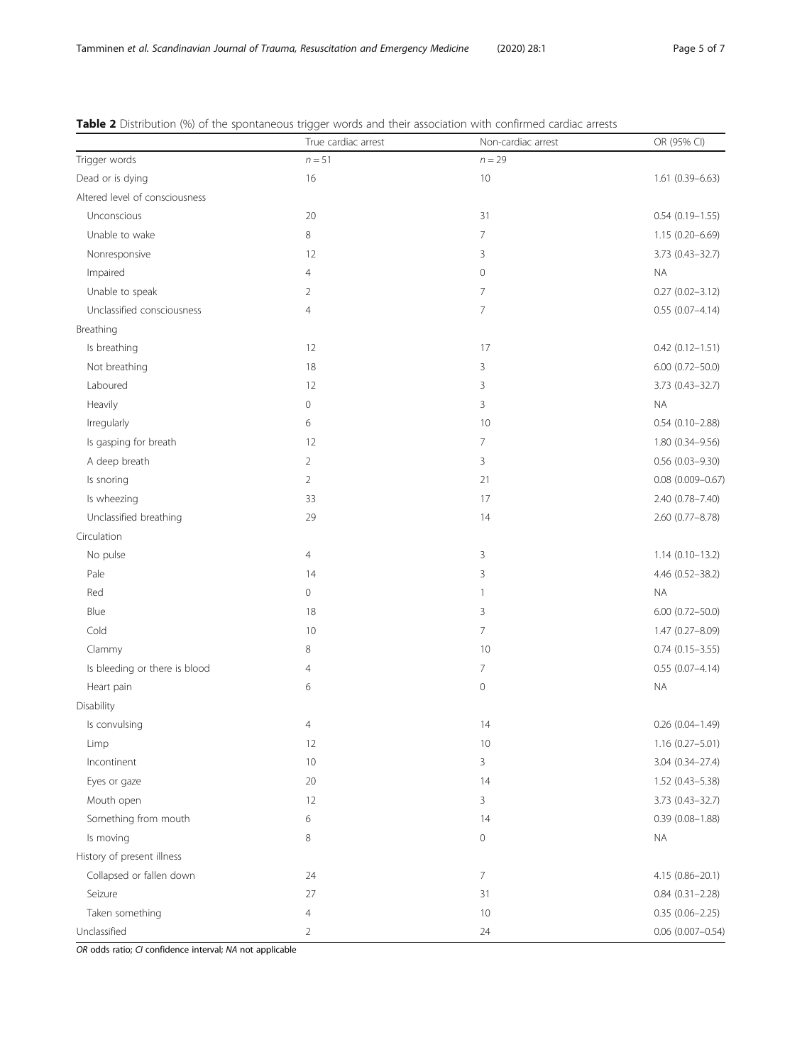**Table 2** Distribution (%) of the spontaneous trigger words and their association with confirmed cardiac arrests

| | True cardiac arrest | Non-cardiac arrest | OR (95% CI) |
|---|---|---|---|
| Trigger words | $n = 51$ | $n = 29$ | |
| Dead or is dying | 16 | 10 | 1.61 (0.39–6.63) |
| Altered level of consciousness | | | |
| Unconscious | 20 | 31 | 0.54 (0.19–1.55) |
| Unable to wake | 8 | 7 | 1.15 (0.20–6.69) |
| Nonresponsive | 12 | 3 | 3.73 (0.43–32.7) |
| Impaired | 4 | 0 | NA |
| Unable to speak | 2 | 7 | 0.27 (0.02–3.12) |
| Unclassified consciousness | 4 | 7 | 0.55 (0.07–4.14) |
| Breathing | | | |
| Is breathing | 12 | 17 | 0.42 (0.12–1.51) |
| Not breathing | 18 | 3 | 6.00 (0.72–50.0) |
| Laboured | 12 | 3 | 3.73 (0.43–32.7) |
| Heavily | 0 | 3 | NA |
| Irregularly | 6 | 10 | 0.54 (0.10–2.88) |
| Is gasping for breath | 12 | 7 | 1.80 (0.34–9.56) |
| A deep breath | 2 | 3 | 0.56 (0.03–9.30) |
| Is snoring | 2 | 21 | 0.08 (0.009–0.67) |
| Is wheezing | 33 | 17 | 2.40 (0.78–7.40) |
| Unclassified breathing | 29 | 14 | 2.60 (0.77–8.78) |
| Circulation | | | |
| No pulse | 4 | 3 | 1.14 (0.10–13.2) |
| Pale | 14 | 3 | 4.46 (0.52–38.2) |
| Red | 0 | 1 | NA |
| Blue | 18 | 3 | 6.00 (0.72–50.0) |
| Cold | 10 | 7 | 1.47 (0.27–8.09) |
| Clammy | 8 | 10 | 0.74 (0.15–3.55) |
| Is bleeding or there is blood | 4 | 7 | 0.55 (0.07–4.14) |
| Heart pain | 6 | 0 | NA |
| Disability | | | |
| Is convulsing | 4 | 14 | 0.26 (0.04–1.49) |
| Limp | 12 | 10 | 1.16 (0.27–5.01) |
| Incontinent | 10 | 3 | 3.04 (0.34–27.4) |
| Eyes or gaze | 20 | 14 | 1.52 (0.43–5.38) |
| Mouth open | 12 | 3 | 3.73 (0.43–32.7) |
| Something from mouth | 6 | 14 | 0.39 (0.08–1.88) |
| Is moving | 8 | 0 | NA |
| History of present illness | | | |
| Collapsed or fallen down | 24 | 7 | 4.15 (0.86–20.1) |
| Seizure | 27 | 31 | 0.84 (0.31–2.28) |
| Taken something | 4 | 10 | 0.35 (0.06–2.25) |
| Unclassified | 2 | 24 | 0.06 (0.007–0.54) |

*OR* odds ratio; *CI* confidence interval; *NA* not applicable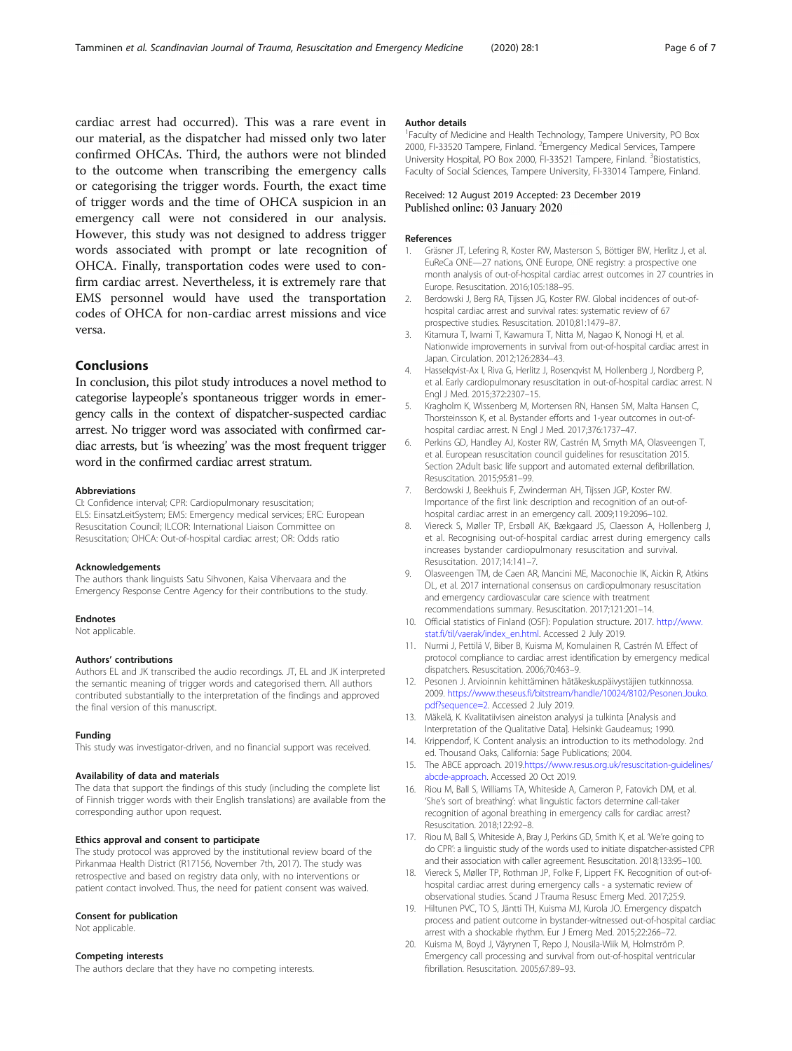cardiac arrest had occurred). This was a rare event in our material, as the dispatcher had missed only two later confirmed OHCAs. Third, the authors were not blinded to the outcome when transcribing the emergency calls or categorising the trigger words. Fourth, the exact time of trigger words and the time of OHCA suspicion in an emergency call were not considered in our analysis. However, this study was not designed to address trigger words associated with prompt or late recognition of OHCA. Finally, transportation codes were used to confirm cardiac arrest. Nevertheless, it is extremely rare that EMS personnel would have used the transportation codes of OHCA for non-cardiac arrest missions and vice versa.

## Conclusions

In conclusion, this pilot study introduces a novel method to categorise laypeople's spontaneous trigger words in emergency calls in the context of dispatcher-suspected cardiac arrest. No trigger word was associated with confirmed cardiac arrests, but 'is wheezing' was the most frequent trigger word in the confirmed cardiac arrest stratum.

#### Abbreviations

CI: Confidence interval; CPR: Cardiopulmonary resuscitation; ELS: EinsatzLeitSystem; EMS: Emergency medical services; ERC: European Resuscitation Council; ILCOR: International Liaison Committee on Resuscitation; OHCA: Out-of-hospital cardiac arrest; OR: Odds ratio

#### Acknowledgements

The authors thank linguists Satu Sihvonen, Kaisa Vihervaara and the Emergency Response Centre Agency for their contributions to the study.

#### Endnotes

Not applicable.

#### Authors' contributions

Authors EL and JK transcribed the audio recordings. JT, EL and JK interpreted the semantic meaning of trigger words and categorised them. All authors contributed substantially to the interpretation of the findings and approved the final version of this manuscript.

#### Funding

This study was investigator-driven, and no financial support was received.

#### Availability of data and materials

The data that support the findings of this study (including the complete list of Finnish trigger words with their English translations) are available from the corresponding author upon request.

#### Ethics approval and consent to participate

The study protocol was approved by the institutional review board of the Pirkanmaa Health District (R17156, November 7th, 2017). The study was retrospective and based on registry data only, with no interventions or patient contact involved. Thus, the need for patient consent was waived.

#### Consent for publication

Not applicable.

#### Competing interests

The authors declare that they have no competing interests.

#### Author details

[1]Faculty of Medicine and Health Technology, Tampere University, PO Box 2000, FI-33520 Tampere, Finland. [2]Emergency Medical Services, Tampere University Hospital, PO Box 2000, FI-33521 Tampere, Finland. [3]Biostatistics, Faculty of Social Sciences, Tampere University, FI-33014 Tampere, Finland.

Received: 12 August 2019 Accepted: 23 December 2019
Published online: 03 January 2020

#### References

1. Gräsner JT, Lefering R, Koster RW, Masterson S, Böttiger BW, Herlitz J, et al. EuReCa ONE—27 nations, ONE Europe, ONE registry: a prospective one month analysis of out-of-hospital cardiac arrest outcomes in 27 countries in Europe. Resuscitation. 2016;105:188–95.
2. Berdowski J, Berg RA, Tijssen JG, Koster RW. Global incidences of out-of-hospital cardiac arrest and survival rates: systematic review of 67 prospective studies. Resuscitation. 2010;81:1479–87.
3. Kitamura T, Iwami T, Kawamura T, Nitta M, Nagao K, Nonogi H, et al. Nationwide improvements in survival from out-of-hospital cardiac arrest in Japan. Circulation. 2012;126:2834–43.
4. Hasselqvist-Ax I, Riva G, Herlitz J, Rosenqvist M, Hollenberg J, Nordberg P, et al. Early cardiopulmonary resuscitation in out-of-hospital cardiac arrest. N Engl J Med. 2015;372:2307–15.
5. Kragholm K, Wissenberg M, Mortensen RN, Hansen SM, Malta Hansen C, Thorsteinsson K, et al. Bystander efforts and 1-year outcomes in out-of-hospital cardiac arrest. N Engl J Med. 2017;376:1737–47.
6. Perkins GD, Handley AJ, Koster RW, Castrén M, Smyth MA, Olasveengen T, et al. European resuscitation council guidelines for resuscitation 2015. Section 2Adult basic life support and automated external defibrillation. Resuscitation. 2015;95:81–99.
7. Berdowski J, Beekhuis F, Zwinderman AH, Tijssen JGP, Koster RW. Importance of the first link: description and recognition of an out-of-hospital cardiac arrest in an emergency call. 2009;119:2096–102.
8. Viereck S, Møller TP, Ersbøll AK, Bækgaard JS, Claesson A, Hollenberg J, et al. Recognising out-of-hospital cardiac arrest during emergency calls increases bystander cardiopulmonary resuscitation and survival. Resuscitation. 2017;14:141–7.
9. Olasveengen TM, de Caen AR, Mancini ME, Maconochie IK, Aickin R, Atkins DL, et al. 2017 international consensus on cardiopulmonary resuscitation and emergency cardiovascular care science with treatment recommendations summary. Resuscitation. 2017;121:201–14.
10. Official statistics of Finland (OSF): Population structure. 2017. http://www.stat.fi/til/vaerak/index_en.html. Accessed 2 July 2019.
11. Nurmi J, Pettilä V, Biber B, Kuisma M, Komulainen R, Castrén M. Effect of protocol compliance to cardiac arrest identification by emergency medical dispatchers. Resuscitation. 2006;70:463–9.
12. Pesonen J. Arvioinnin kehittäminen hätäkeskuspäivystäjien tutkinnossa. 2009. https://www.theseus.fi/bitstream/handle/10024/8102/Pesonen.Jouko.pdf?sequence=2. Accessed 2 July 2019.
13. Mäkelä, K. Kvalitatiivisen aineiston analyysi ja tulkinta [Analysis and Interpretation of the Qualitative Data]. Helsinki: Gaudeamus; 1990.
14. Krippendorf, K. Content analysis: an introduction to its methodology. 2nd ed. Thousand Oaks, California: Sage Publications; 2004.
15. The ABCE approach. 2019.https://www.resus.org.uk/resuscitation-guidelines/abcde-approach. Accessed 20 Oct 2019.
16. Riou M, Ball S, Williams TA, Whiteside A, Cameron P, Fatovich DM, et al. 'She's sort of breathing': what linguistic factors determine call-taker recognition of agonal breathing in emergency calls for cardiac arrest? Resuscitation. 2018;122:92–8.
17. Riou M, Ball S, Whiteside A, Bray J, Perkins GD, Smith K, et al. 'We're going to do CPR': a linguistic study of the words used to initiate dispatcher-assisted CPR and their association with caller agreement. Resuscitation. 2018;133:95–100.
18. Viereck S, Møller TP, Rothman JP, Folke F, Lippert FK. Recognition of out-of-hospital cardiac arrest during emergency calls - a systematic review of observational studies. Scand J Trauma Resusc Emerg Med. 2017;25:9.
19. Hiltunen PVC, TO S, Jäntti TH, Kuisma MJ, Kurola JO. Emergency dispatch process and patient outcome in bystander-witnessed out-of-hospital cardiac arrest with a shockable rhythm. Eur J Emerg Med. 2015;22:266–72.
20. Kuisma M, Boyd J, Väyrynen T, Repo J, Nousila-Wiik M, Holmström P. Emergency call processing and survival from out-of-hospital ventricular fibrillation. Resuscitation. 2005;67:89–93.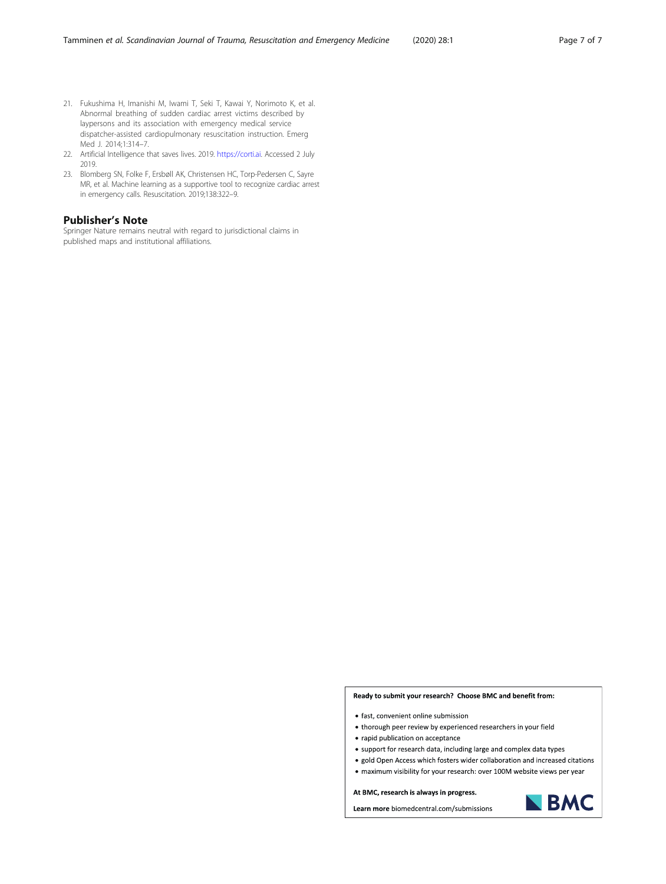21. Fukushima H, Imanishi M, Iwami T, Seki T, Kawai Y, Norimoto K, et al. Abnormal breathing of sudden cardiac arrest victims described by laypersons and its association with emergency medical service dispatcher-assisted cardiopulmonary resuscitation instruction. Emerg Med J. 2014;1:314–7.
22. Artificial Intelligence that saves lives. 2019. https://corti.ai. Accessed 2 July 2019.
23. Blomberg SN, Folke F, Ersbøll AK, Christensen HC, Torp-Pedersen C, Sayre MR, et al. Machine learning as a supportive tool to recognize cardiac arrest in emergency calls. Resuscitation. 2019;138:322–9.

## Publisher's Note

Springer Nature remains neutral with regard to jurisdictional claims in published maps and institutional affiliations.

**Ready to submit your research? Choose BMC and benefit from:**

- fast, convenient online submission
- thorough peer review by experienced researchers in your field
- rapid publication on acceptance
- support for research data, including large and complex data types
- gold Open Access which fosters wider collaboration and increased citations
- maximum visibility for your research: over 100M website views per year

**At BMC, research is always in progress.**

**Learn more** biomedcentral.com/submissions

BMC